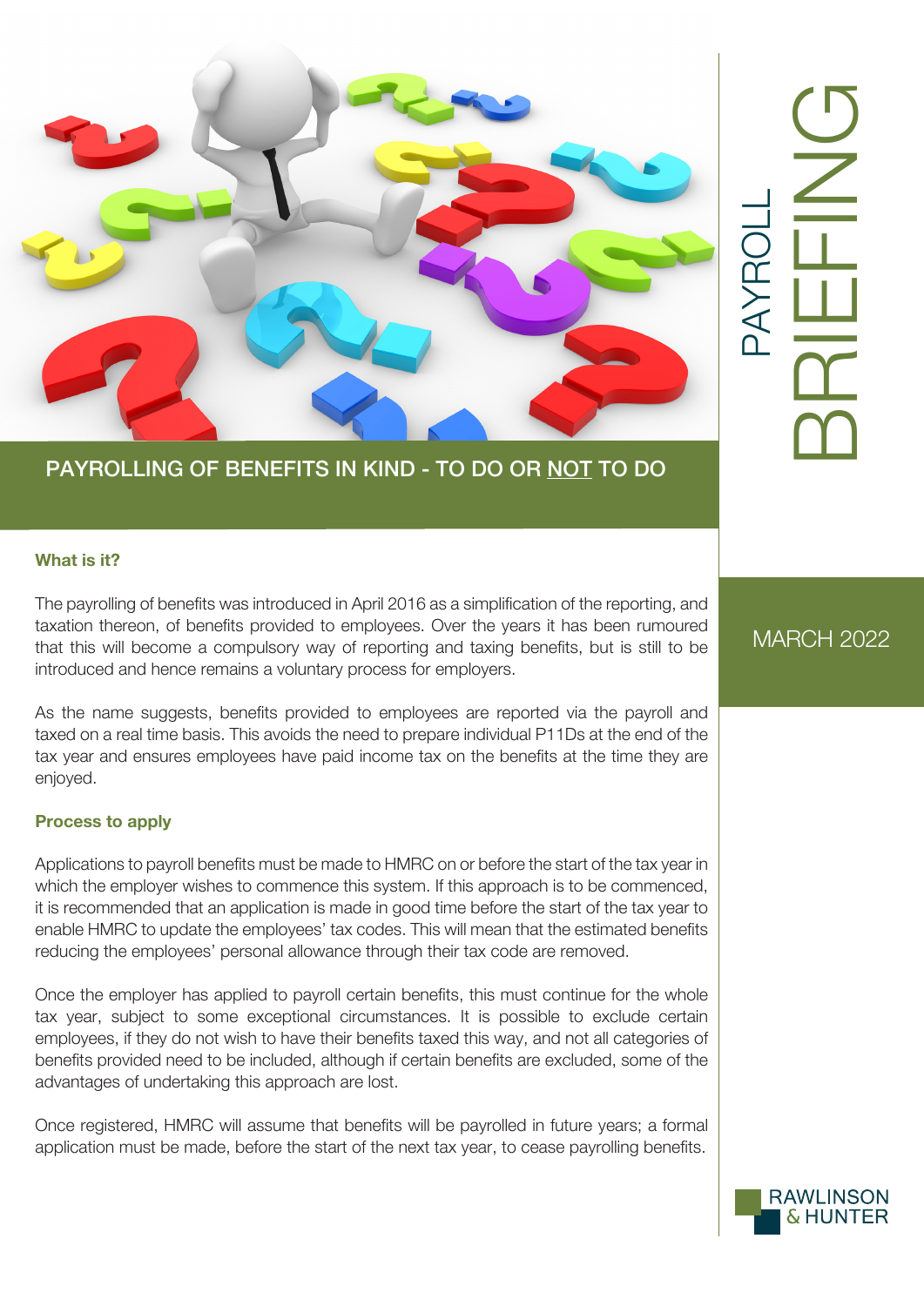# PAYROLL BRIEFING

MARCH 2022

## PAYROLLING OF BENEFITS IN KIND - TO DO OR NOT TO DO

### What is it?

The payrolling of benefits was introduced in April 2016 as a simplification of the reporting, and taxation thereon, of benefits provided to employees. Over the years it has been rumoured that this will become a compulsory way of reporting and taxing benefits, but is still to be introduced and hence remains a voluntary process for employers.

As the name suggests, benefits provided to employees are reported via the payroll and taxed on a real time basis. This avoids the need to prepare individual P11Ds at the end of the tax year and ensures employees have paid income tax on the benefits at the time they are enjoyed.

### Process to apply

Applications to payroll benefits must be made to HMRC on or before the start of the tax year in which the employer wishes to commence this system. If this approach is to be commenced, it is recommended that an application is made in good time before the start of the tax year to enable HMRC to update the employees' tax codes. This will mean that the estimated benefits reducing the employees' personal allowance through their tax code are removed.

Once the employer has applied to payroll certain benefits, this must continue for the whole tax year, subject to some exceptional circumstances. It is possible to exclude certain employees, if they do not wish to have their benefits taxed this way, and not all categories of benefits provided need to be included, although if certain benefits are excluded, some of the advantages of undertaking this approach are lost.

Once registered, HMRC will assume that benefits will be payrolled in future years; a formal application must be made, before the start of the next tax year, to cease payrolling benefits.

RAWLINSON & HUNTER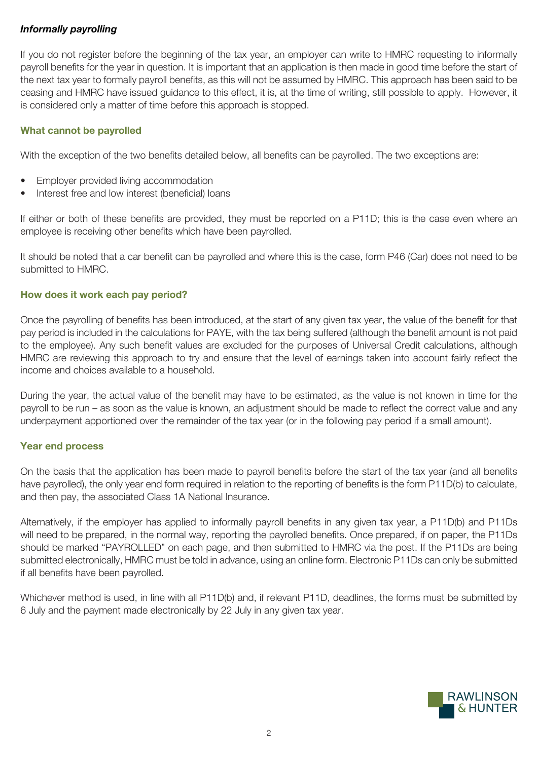***Informally payrolling***

If you do not register before the beginning of the tax year, an employer can write to HMRC requesting to informally payroll benefits for the year in question. It is important that an application is then made in good time before the start of the next tax year to formally payroll benefits, as this will not be assumed by HMRC. This approach has been said to be ceasing and HMRC have issued guidance to this effect, it is, at the time of writing, still possible to apply. However, it is considered only a matter of time before this approach is stopped.

### What cannot be payrolled

With the exception of the two benefits detailed below, all benefits can be payrolled. The two exceptions are:

- Employer provided living accommodation
- Interest free and low interest (beneficial) loans

If either or both of these benefits are provided, they must be reported on a P11D; this is the case even where an employee is receiving other benefits which have been payrolled.

It should be noted that a car benefit can be payrolled and where this is the case, form P46 (Car) does not need to be submitted to HMRC.

### How does it work each pay period?

Once the payrolling of benefits has been introduced, at the start of any given tax year, the value of the benefit for that pay period is included in the calculations for PAYE, with the tax being suffered (although the benefit amount is not paid to the employee). Any such benefit values are excluded for the purposes of Universal Credit calculations, although HMRC are reviewing this approach to try and ensure that the level of earnings taken into account fairly reflect the income and choices available to a household.

During the year, the actual value of the benefit may have to be estimated, as the value is not known in time for the payroll to be run – as soon as the value is known, an adjustment should be made to reflect the correct value and any underpayment apportioned over the remainder of the tax year (or in the following pay period if a small amount).

### Year end process

On the basis that the application has been made to payroll benefits before the start of the tax year (and all benefits have payrolled), the only year end form required in relation to the reporting of benefits is the form P11D(b) to calculate, and then pay, the associated Class 1A National Insurance.

Alternatively, if the employer has applied to informally payroll benefits in any given tax year, a P11D(b) and P11Ds will need to be prepared, in the normal way, reporting the payrolled benefits. Once prepared, if on paper, the P11Ds should be marked "PAYROLLED" on each page, and then submitted to HMRC via the post. If the P11Ds are being submitted electronically, HMRC must be told in advance, using an online form. Electronic P11Ds can only be submitted if all benefits have been payrolled.

Whichever method is used, in line with all P11D(b) and, if relevant P11D, deadlines, the forms must be submitted by 6 July and the payment made electronically by 22 July in any given tax year.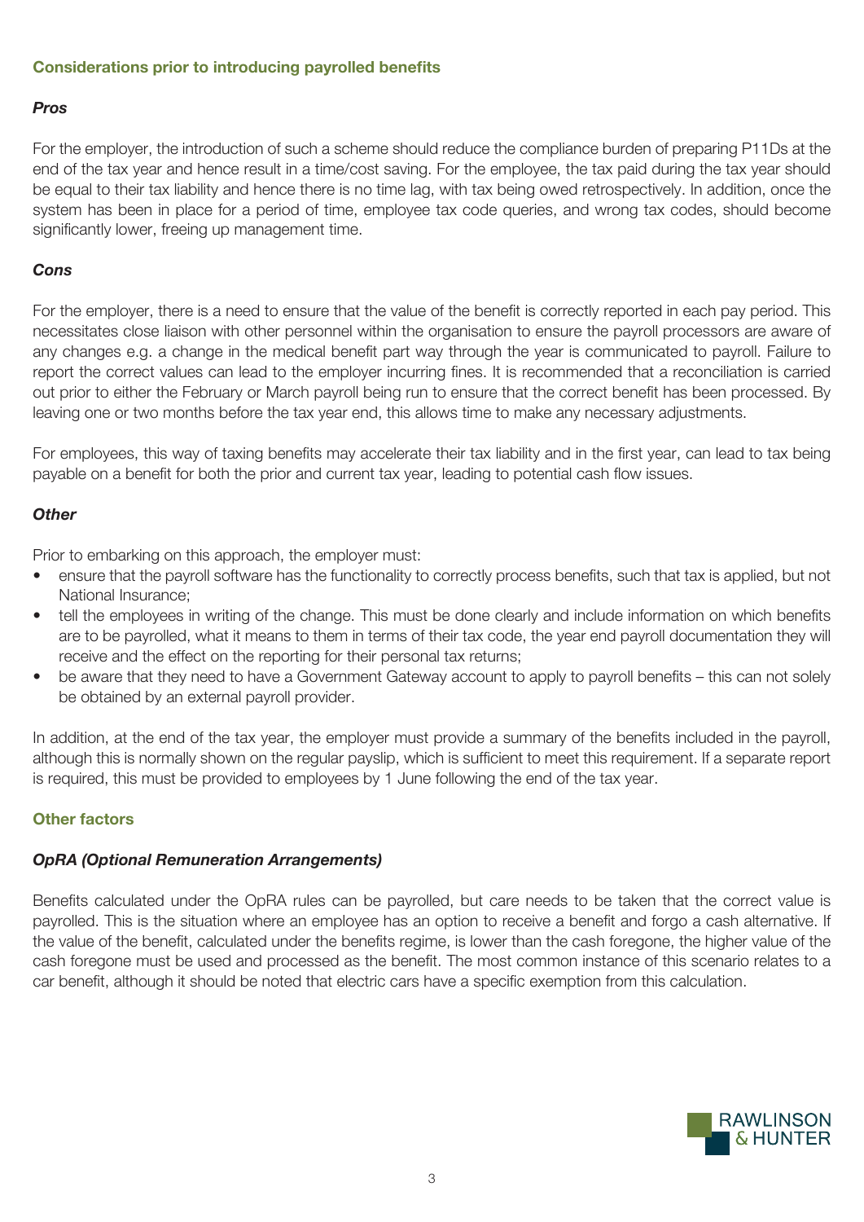## Considerations prior to introducing payrolled benefits

### *Pros*

For the employer, the introduction of such a scheme should reduce the compliance burden of preparing P11Ds at the end of the tax year and hence result in a time/cost saving. For the employee, the tax paid during the tax year should be equal to their tax liability and hence there is no time lag, with tax being owed retrospectively. In addition, once the system has been in place for a period of time, employee tax code queries, and wrong tax codes, should become significantly lower, freeing up management time.

### *Cons*

For the employer, there is a need to ensure that the value of the benefit is correctly reported in each pay period. This necessitates close liaison with other personnel within the organisation to ensure the payroll processors are aware of any changes e.g. a change in the medical benefit part way through the year is communicated to payroll. Failure to report the correct values can lead to the employer incurring fines. It is recommended that a reconciliation is carried out prior to either the February or March payroll being run to ensure that the correct benefit has been processed. By leaving one or two months before the tax year end, this allows time to make any necessary adjustments.

For employees, this way of taxing benefits may accelerate their tax liability and in the first year, can lead to tax being payable on a benefit for both the prior and current tax year, leading to potential cash flow issues.

### *Other*

Prior to embarking on this approach, the employer must:

- ensure that the payroll software has the functionality to correctly process benefits, such that tax is applied, but not National Insurance;
- tell the employees in writing of the change. This must be done clearly and include information on which benefits are to be payrolled, what it means to them in terms of their tax code, the year end payroll documentation they will receive and the effect on the reporting for their personal tax returns;
- be aware that they need to have a Government Gateway account to apply to payroll benefits – this can not solely be obtained by an external payroll provider.

In addition, at the end of the tax year, the employer must provide a summary of the benefits included in the payroll, although this is normally shown on the regular payslip, which is sufficient to meet this requirement. If a separate report is required, this must be provided to employees by 1 June following the end of the tax year.

## Other factors

### *OpRA (Optional Remuneration Arrangements)*

Benefits calculated under the OpRA rules can be payrolled, but care needs to be taken that the correct value is payrolled. This is the situation where an employee has an option to receive a benefit and forgo a cash alternative. If the value of the benefit, calculated under the benefits regime, is lower than the cash foregone, the higher value of the cash foregone must be used and processed as the benefit. The most common instance of this scenario relates to a car benefit, although it should be noted that electric cars have a specific exemption from this calculation.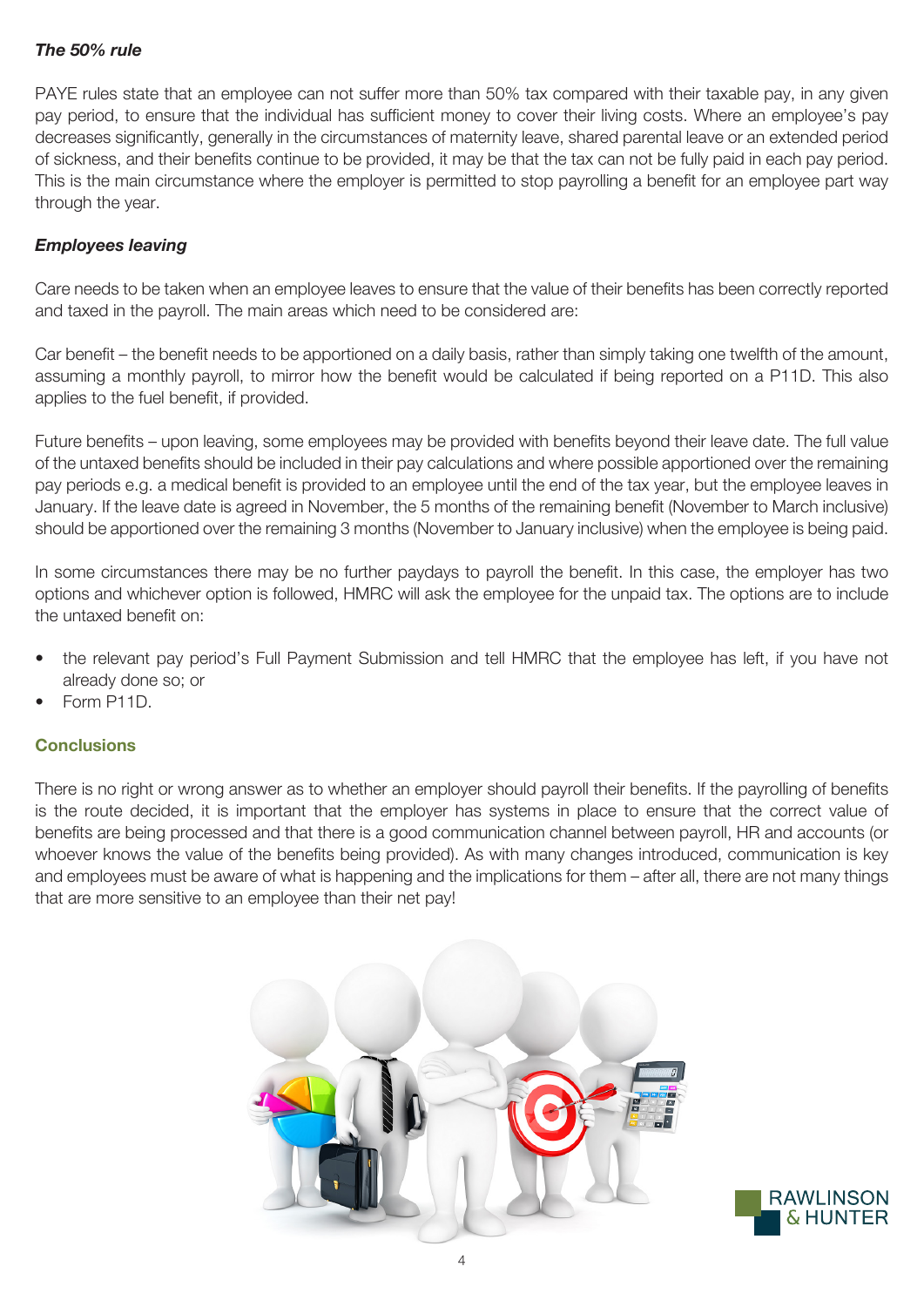### *The 50% rule*

PAYE rules state that an employee can not suffer more than 50% tax compared with their taxable pay, in any given pay period, to ensure that the individual has sufficient money to cover their living costs. Where an employee's pay decreases significantly, generally in the circumstances of maternity leave, shared parental leave or an extended period of sickness, and their benefits continue to be provided, it may be that the tax can not be fully paid in each pay period. This is the main circumstance where the employer is permitted to stop payrolling a benefit for an employee part way through the year.

### *Employees leaving*

Care needs to be taken when an employee leaves to ensure that the value of their benefits has been correctly reported and taxed in the payroll. The main areas which need to be considered are:

Car benefit – the benefit needs to be apportioned on a daily basis, rather than simply taking one twelfth of the amount, assuming a monthly payroll, to mirror how the benefit would be calculated if being reported on a P11D. This also applies to the fuel benefit, if provided.

Future benefits – upon leaving, some employees may be provided with benefits beyond their leave date. The full value of the untaxed benefits should be included in their pay calculations and where possible apportioned over the remaining pay periods e.g. a medical benefit is provided to an employee until the end of the tax year, but the employee leaves in January. If the leave date is agreed in November, the 5 months of the remaining benefit (November to March inclusive) should be apportioned over the remaining 3 months (November to January inclusive) when the employee is being paid.

In some circumstances there may be no further paydays to payroll the benefit. In this case, the employer has two options and whichever option is followed, HMRC will ask the employee for the unpaid tax. The options are to include the untaxed benefit on:

- the relevant pay period's Full Payment Submission and tell HMRC that the employee has left, if you have not already done so; or
- Form P11D.

## Conclusions

There is no right or wrong answer as to whether an employer should payroll their benefits. If the payrolling of benefits is the route decided, it is important that the employer has systems in place to ensure that the correct value of benefits are being processed and that there is a good communication channel between payroll, HR and accounts (or whoever knows the value of the benefits being provided). As with many changes introduced, communication is key and employees must be aware of what is happening and the implications for them – after all, there are not many things that are more sensitive to an employee than their net pay!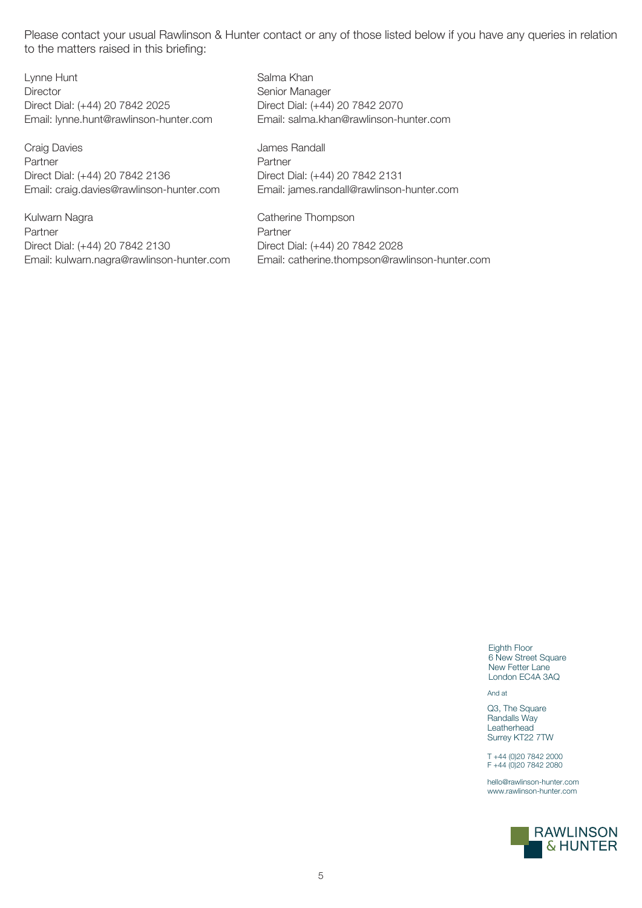Please contact your usual Rawlinson & Hunter contact or any of those listed below if you have any queries in relation to the matters raised in this briefing:

Lynne Hunt
Director
Direct Dial: (+44) 20 7842 2025
Email: lynne.hunt@rawlinson-hunter.com

Salma Khan
Senior Manager
Direct Dial: (+44) 20 7842 2070
Email: salma.khan@rawlinson-hunter.com

Craig Davies
Partner
Direct Dial: (+44) 20 7842 2136
Email: craig.davies@rawlinson-hunter.com

James Randall
Partner
Direct Dial: (+44) 20 7842 2131
Email: james.randall@rawlinson-hunter.com

Kulwarn Nagra
Partner
Direct Dial: (+44) 20 7842 2130
Email: kulwarn.nagra@rawlinson-hunter.com

Catherine Thompson
Partner
Direct Dial: (+44) 20 7842 2028
Email: catherine.thompson@rawlinson-hunter.com

Eighth Floor
6 New Street Square
New Fetter Lane
London EC4A 3AQ

And at

Q3, The Square
Randalls Way
Leatherhead
Surrey KT22 7TW

T +44 (0)20 7842 2000
F +44 (0)20 7842 2080

hello@rawlinson-hunter.com
www.rawlinson-hunter.com

RAWLINSON & HUNTER